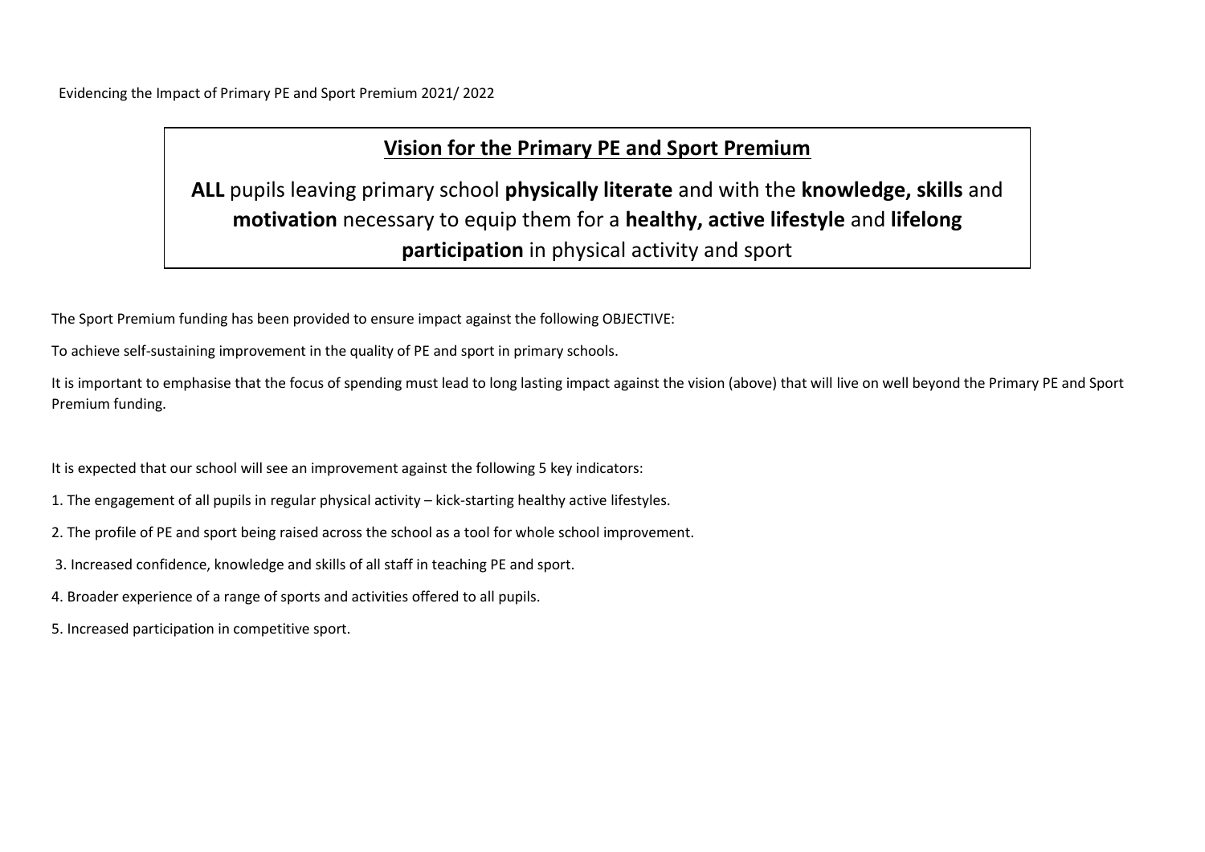Evidencing the Impact of Primary PE and Sport Premium 2021/ 2022

## Vision for the Primary PE and Sport Premium

**ALL** pupils leaving primary school **physically literate** and with the **knowledge, skills** and **motivation** necessary to equip them for a **healthy, active lifestyle** and **lifelong participation** in physical activity and sport

The Sport Premium funding has been provided to ensure impact against the following OBJECTIVE:

To achieve self-sustaining improvement in the quality of PE and sport in primary schools.

It is important to emphasise that the focus of spending must lead to long lasting impact against the vision (above) that will live on well beyond the Primary PE and Sport Premium funding.

It is expected that our school will see an improvement against the following 5 key indicators:

1. The engagement of all pupils in regular physical activity – kick-starting healthy active lifestyles.
2. The profile of PE and sport being raised across the school as a tool for whole school improvement.
3. Increased confidence, knowledge and skills of all staff in teaching PE and sport.
4. Broader experience of a range of sports and activities offered to all pupils.
5. Increased participation in competitive sport.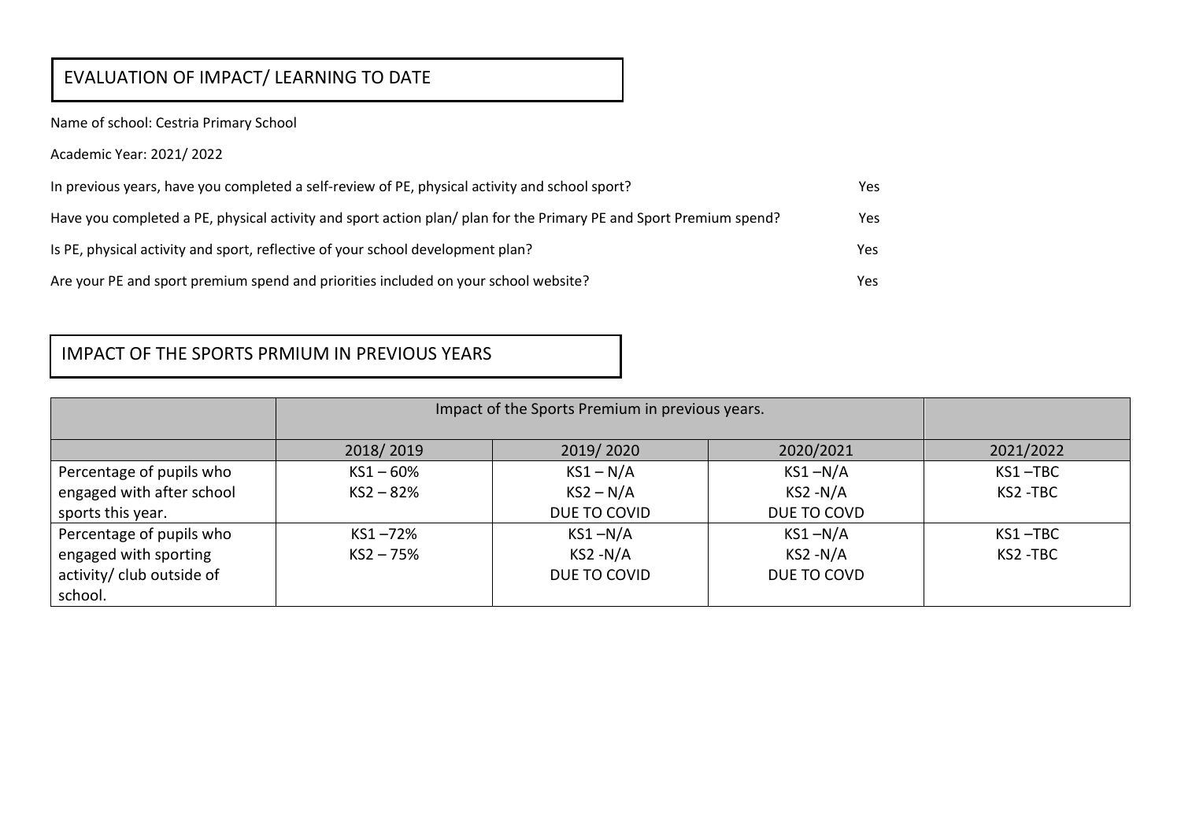## EVALUATION OF IMPACT/ LEARNING TO DATE

Name of school: Cestria Primary School

Academic Year: 2021/ 2022

| | |
|---|---|
| In previous years, have you completed a self-review of PE, physical activity and school sport? | Yes |
| Have you completed a PE, physical activity and sport action plan/ plan for the Primary PE and Sport Premium spend? | Yes |
| Is PE, physical activity and sport, reflective of your school development plan? | Yes |
| Are your PE and sport premium spend and priorities included on your school website? | Yes |

## IMPACT OF THE SPORTS PRMIUM IN PREVIOUS YEARS

| | Impact of the Sports Premium in previous years. | | | |
|---|---|---|---|---|
| | 2018/ 2019 | 2019/ 2020 | 2020/2021 | 2021/2022 |
| Percentage of pupils who engaged with after school sports this year. | KS1 – 60%<br>KS2 – 82% | KS1 – N/A<br>KS2 – N/A<br>DUE TO COVID | KS1 –N/A<br>KS2 -N/A<br>DUE TO COVD | KS1 –TBC<br>KS2 -TBC |
| Percentage of pupils who engaged with sporting activity/ club outside of school. | KS1 –72%<br>KS2 – 75% | KS1 –N/A<br>KS2 -N/A<br>DUE TO COVID | KS1 –N/A<br>KS2 -N/A<br>DUE TO COVD | KS1 –TBC<br>KS2 -TBC |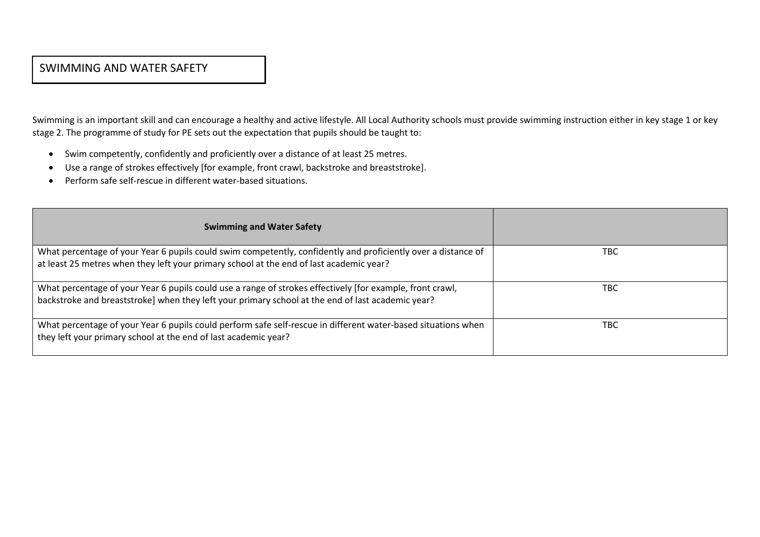# SWIMMING AND WATER SAFETY

Swimming is an important skill and can encourage a healthy and active lifestyle. All Local Authority schools must provide swimming instruction either in key stage 1 or key stage 2. The programme of study for PE sets out the expectation that pupils should be taught to:

- Swim competently, confidently and proficiently over a distance of at least 25 metres.
- Use a range of strokes effectively [for example, front crawl, backstroke and breaststroke].
- Perform safe self-rescue in different water-based situations.

| **Swimming and Water Safety** | |
|---|---|
| What percentage of your Year 6 pupils could swim competently, confidently and proficiently over a distance of at least 25 metres when they left your primary school at the end of last academic year? | TBC |
| What percentage of your Year 6 pupils could use a range of strokes effectively [for example, front crawl, backstroke and breaststroke] when they left your primary school at the end of last academic year? | TBC |
| What percentage of your Year 6 pupils could perform safe self-rescue in different water-based situations when they left your primary school at the end of last academic year? | TBC |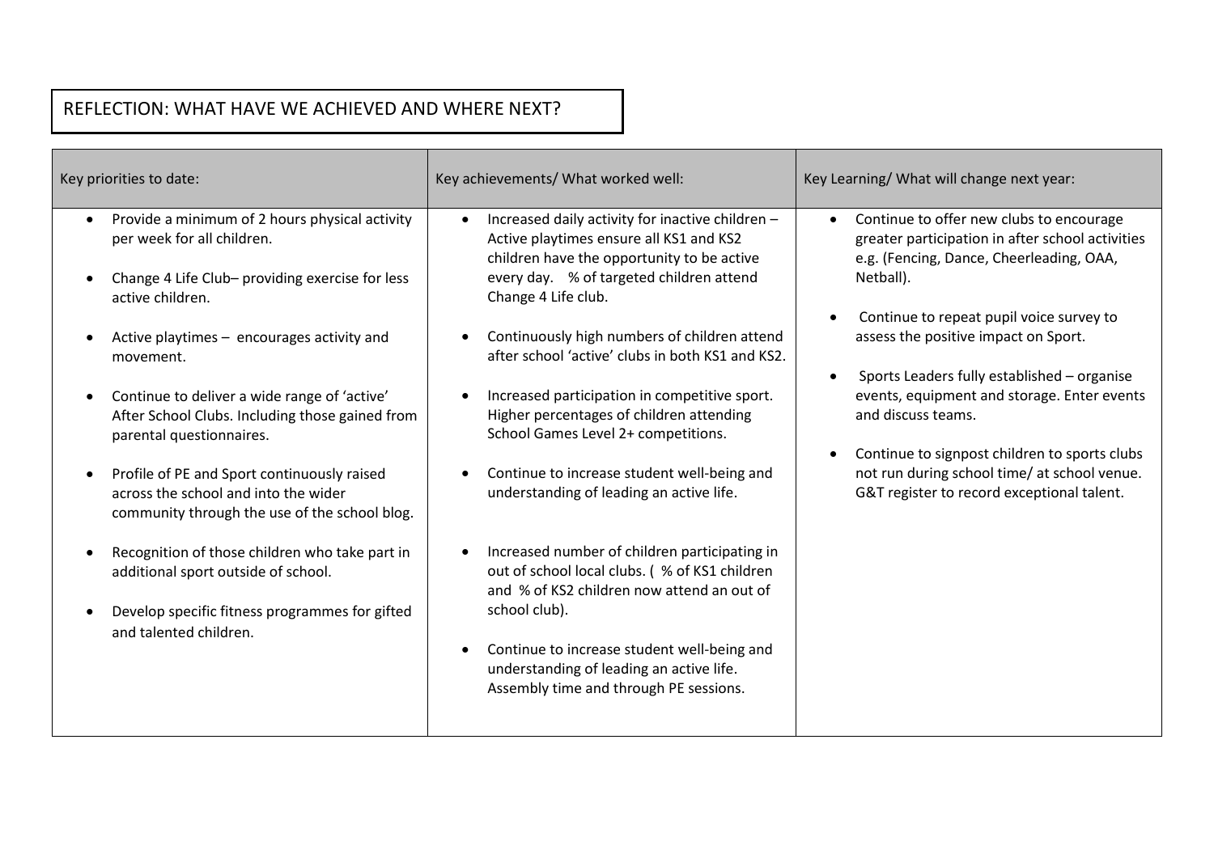## REFLECTION: WHAT HAVE WE ACHIEVED AND WHERE NEXT?

| Key priorities to date: | Key achievements/ What worked well: | Key Learning/ What will change next year: |
|---|---|---|
| • Provide a minimum of 2 hours physical activity per week for all children.<br><br>• Change 4 Life Club– providing exercise for less active children.<br><br>• Active playtimes – encourages activity and movement.<br><br>• Continue to deliver a wide range of 'active' After School Clubs. Including those gained from parental questionnaires.<br><br>• Profile of PE and Sport continuously raised across the school and into the wider community through the use of the school blog.<br><br>• Recognition of those children who take part in additional sport outside of school.<br><br>• Develop specific fitness programmes for gifted and talented children. | • Increased daily activity for inactive children – Active playtimes ensure all KS1 and KS2 children have the opportunity to be active every day. % of targeted children attend Change 4 Life club.<br><br>• Continuously high numbers of children attend after school 'active' clubs in both KS1 and KS2.<br><br>• Increased participation in competitive sport. Higher percentages of children attending School Games Level 2+ competitions.<br><br>• Continue to increase student well-being and understanding of leading an active life.<br><br>• Increased number of children participating in out of school local clubs. ( % of KS1 children and % of KS2 children now attend an out of school club).<br><br>• Continue to increase student well-being and understanding of leading an active life. Assembly time and through PE sessions. | • Continue to offer new clubs to encourage greater participation in after school activities e.g. (Fencing, Dance, Cheerleading, OAA, Netball).<br><br>• Continue to repeat pupil voice survey to assess the positive impact on Sport.<br><br>• Sports Leaders fully established – organise events, equipment and storage. Enter events and discuss teams.<br><br>• Continue to signpost children to sports clubs not run during school time/ at school venue. G&T register to record exceptional talent. |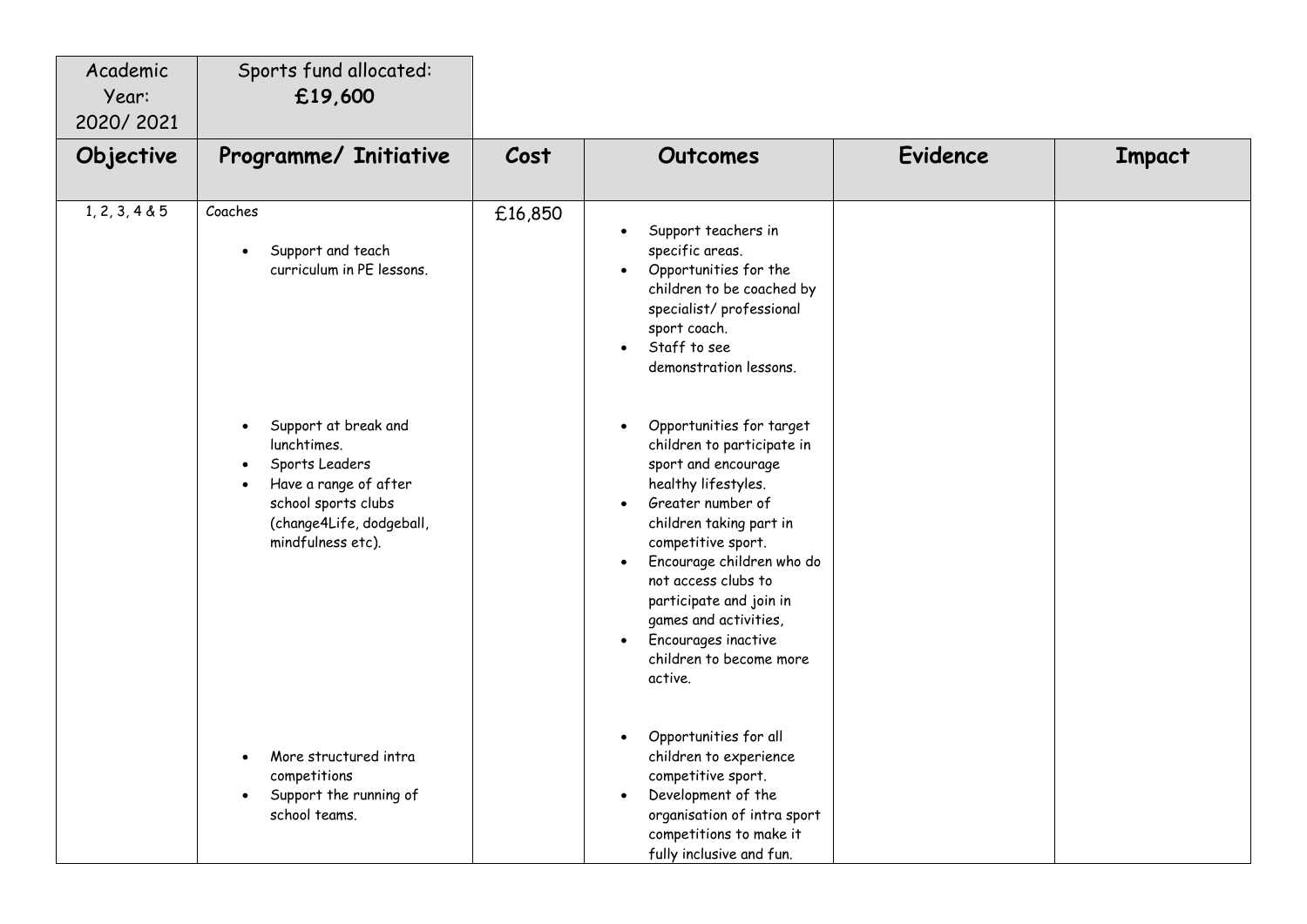| Academic Year: 2020/ 2021 | Sports fund allocated: **£19,600** | | | | |
|---|---|---|---|---|---|
| **Objective** | **Programme/ Initiative** | **Cost** | **Outcomes** | **Evidence** | **Impact** |
| 1, 2, 3, 4 & 5 | Coaches<br>• Support and teach curriculum in PE lessons.<br><br>• Support at break and lunchtimes.<br>• Sports Leaders<br>• Have a range of after school sports clubs (change4Life, dodgeball, mindfulness etc).<br><br>• More structured intra competitions<br>• Support the running of school teams. | £16,850 | • Support teachers in specific areas.<br>• Opportunities for the children to be coached by specialist/ professional sport coach.<br>• Staff to see demonstration lessons.<br><br>• Opportunities for target children to participate in sport and encourage healthy lifestyles.<br>• Greater number of children taking part in competitive sport.<br>• Encourage children who do not access clubs to participate and join in games and activities,<br>• Encourages inactive children to become more active.<br><br>• Opportunities for all children to experience competitive sport.<br>• Development of the organisation of intra sport competitions to make it fully inclusive and fun. | | |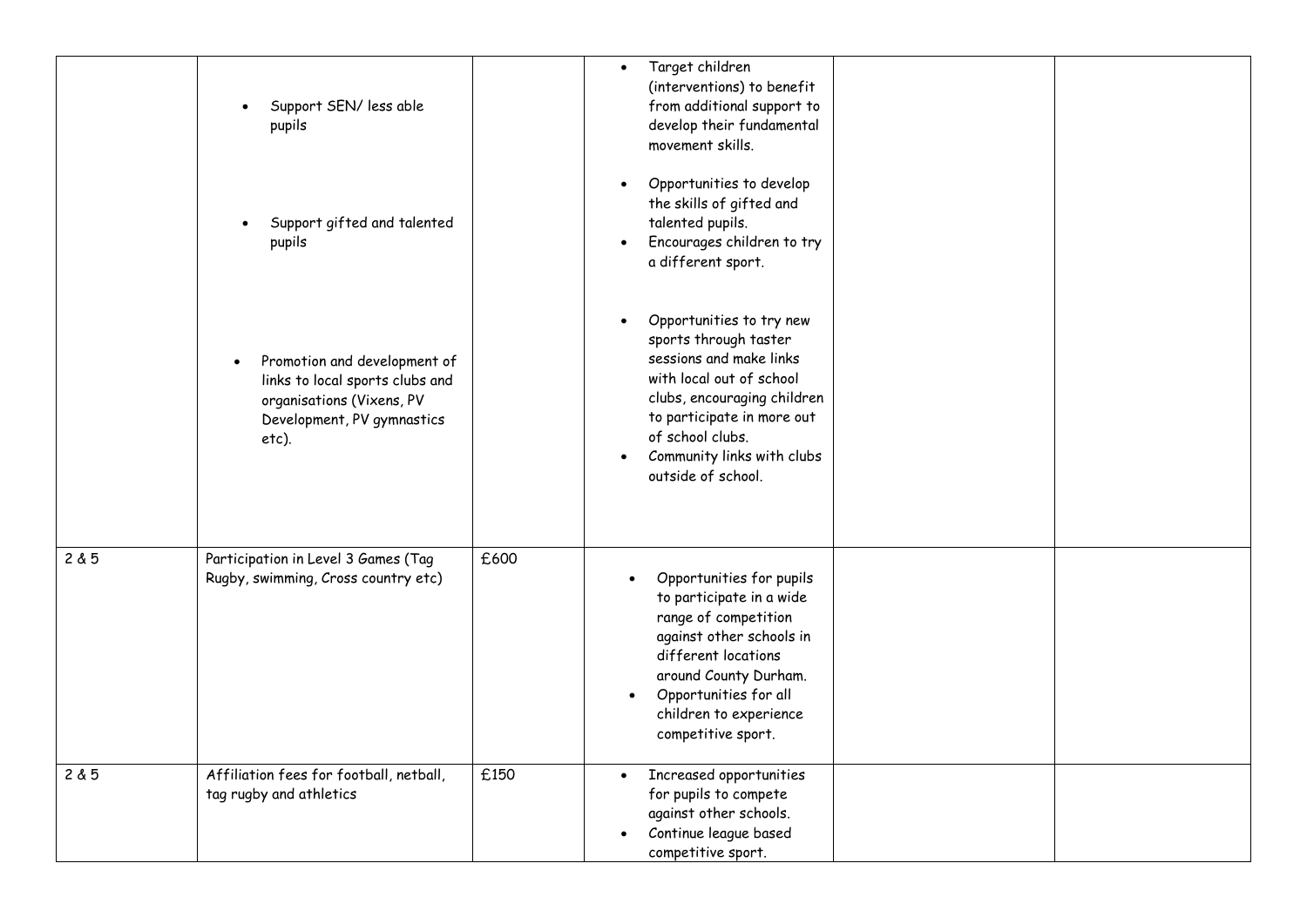| | | | | | |
|---|---|---|---|---|---|
| | <ul><li>Support SEN/ less able pupils</li><li>Support gifted and talented pupils</li><li>Promotion and development of links to local sports clubs and organisations (Vixens, PV Development, PV gymnastics etc).</li></ul> | | <ul><li>Target children (interventions) to benefit from additional support to develop their fundamental movement skills.</li><li>Opportunities to develop the skills of gifted and talented pupils.</li><li>Encourages children to try a different sport.</li><li>Opportunities to try new sports through taster sessions and make links with local out of school clubs, encouraging children to participate in more out of school clubs.</li><li>Community links with clubs outside of school.</li></ul> | | |
| 2 & 5 | Participation in Level 3 Games (Tag Rugby, swimming, Cross country etc) | £600 | <ul><li>Opportunities for pupils to participate in a wide range of competition against other schools in different locations around County Durham.</li><li>Opportunities for all children to experience competitive sport.</li></ul> | | |
| 2 & 5 | Affiliation fees for football, netball, tag rugby and athletics | £150 | <ul><li>Increased opportunities for pupils to compete against other schools.</li><li>Continue league based competitive sport.</li></ul> | | |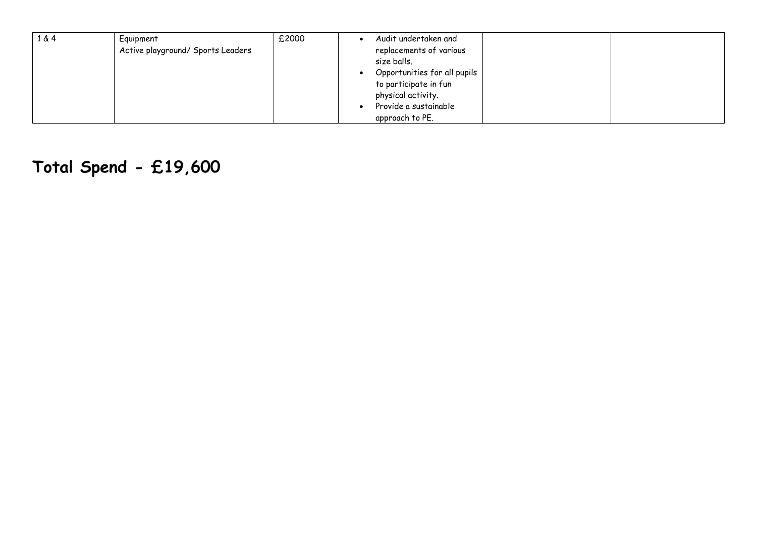| | | | | | |
|---|---|---|---|---|---|
| 1 & 4 | Equipment<br>Active playground/ Sports Leaders | £2000 | • Audit undertaken and replacements of various size balls.<br>• Opportunities for all pupils to participate in fun physical activity.<br>• Provide a sustainable approach to PE. | | |

# Total Spend - £19,600